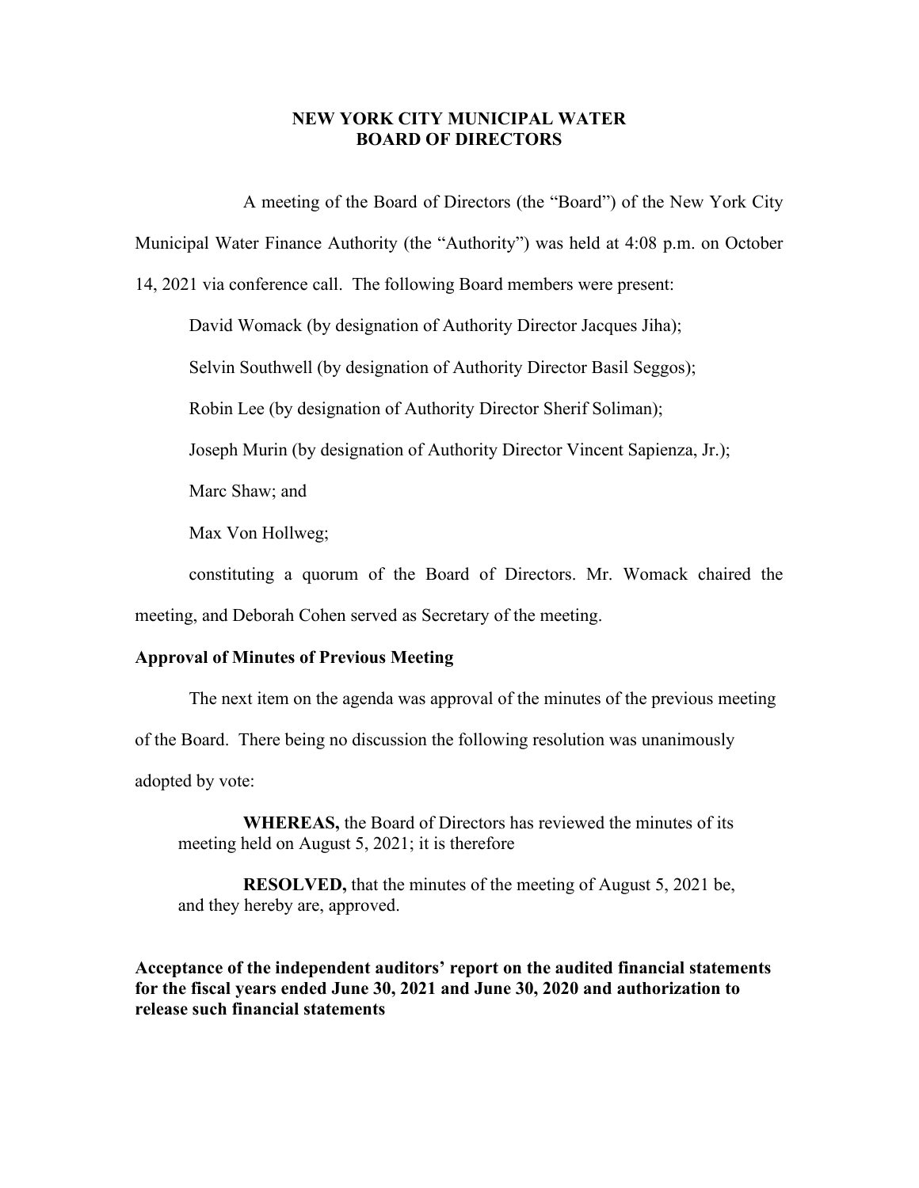# NEW YORK CITY MUNICIPAL WATER BOARD OF DIRECTORS

A meeting of the Board of Directors (the "Board") of the New York City Municipal Water Finance Authority (the "Authority") was held at 4:08 p.m. on October 14, 2021 via conference call. The following Board members were present:

David Womack (by designation of Authority Director Jacques Jiha);

Selvin Southwell (by designation of Authority Director Basil Seggos);

Robin Lee (by designation of Authority Director Sherif Soliman);

Joseph Murin (by designation of Authority Director Vincent Sapienza, Jr.);

Marc Shaw; and

Max Von Hollweg;

constituting a quorum of the Board of Directors. Mr. Womack chaired the meeting, and Deborah Cohen served as Secretary of the meeting.

**Approval of Minutes of Previous Meeting**

The next item on the agenda was approval of the minutes of the previous meeting of the Board. There being no discussion the following resolution was unanimously adopted by vote:

> **WHEREAS,** the Board of Directors has reviewed the minutes of its meeting held on August 5, 2021; it is therefore
>
> **RESOLVED,** that the minutes of the meeting of August 5, 2021 be, and they hereby are, approved.

**Acceptance of the independent auditors' report on the audited financial statements for the fiscal years ended June 30, 2021 and June 30, 2020 and authorization to release such financial statements**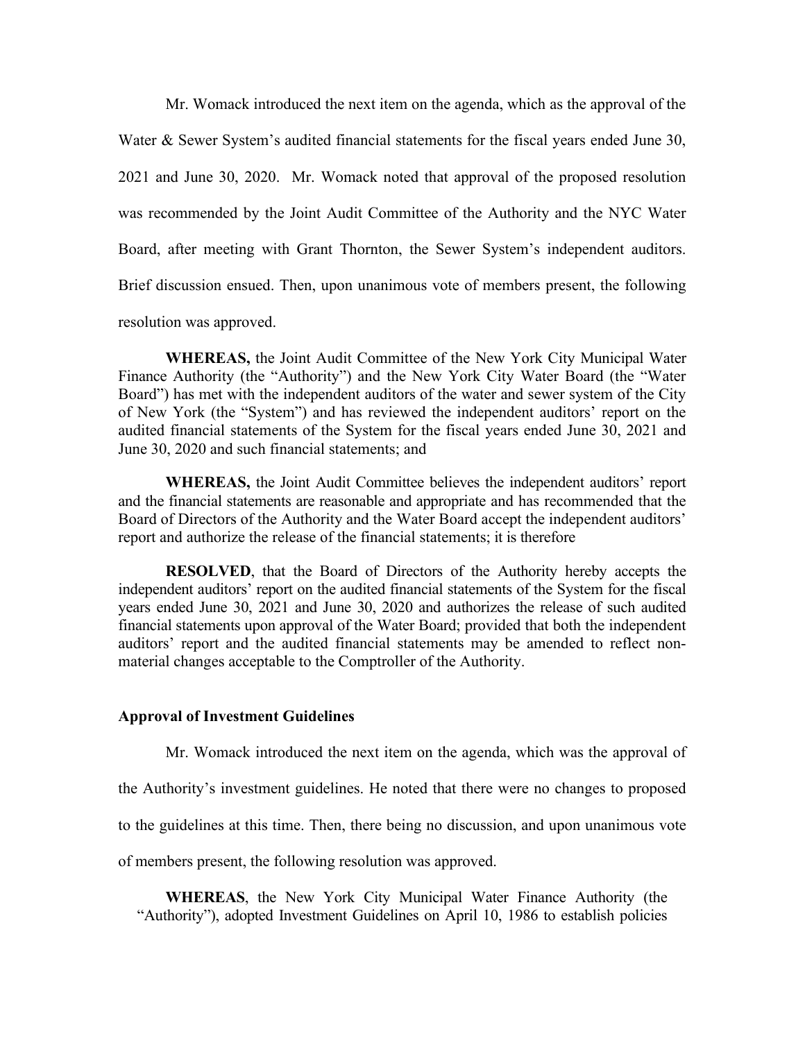Mr. Womack introduced the next item on the agenda, which as the approval of the Water & Sewer System's audited financial statements for the fiscal years ended June 30, 2021 and June 30, 2020. Mr. Womack noted that approval of the proposed resolution was recommended by the Joint Audit Committee of the Authority and the NYC Water Board, after meeting with Grant Thornton, the Sewer System's independent auditors. Brief discussion ensued. Then, upon unanimous vote of members present, the following resolution was approved.

**WHEREAS,** the Joint Audit Committee of the New York City Municipal Water Finance Authority (the "Authority") and the New York City Water Board (the "Water Board") has met with the independent auditors of the water and sewer system of the City of New York (the "System") and has reviewed the independent auditors' report on the audited financial statements of the System for the fiscal years ended June 30, 2021 and June 30, 2020 and such financial statements; and

**WHEREAS,** the Joint Audit Committee believes the independent auditors' report and the financial statements are reasonable and appropriate and has recommended that the Board of Directors of the Authority and the Water Board accept the independent auditors' report and authorize the release of the financial statements; it is therefore

**RESOLVED**, that the Board of Directors of the Authority hereby accepts the independent auditors' report on the audited financial statements of the System for the fiscal years ended June 30, 2021 and June 30, 2020 and authorizes the release of such audited financial statements upon approval of the Water Board; provided that both the independent auditors' report and the audited financial statements may be amended to reflect non-material changes acceptable to the Comptroller of the Authority.

**Approval of Investment Guidelines**

Mr. Womack introduced the next item on the agenda, which was the approval of the Authority's investment guidelines. He noted that there were no changes to proposed to the guidelines at this time. Then, there being no discussion, and upon unanimous vote of members present, the following resolution was approved.

**WHEREAS**, the New York City Municipal Water Finance Authority (the "Authority"), adopted Investment Guidelines on April 10, 1986 to establish policies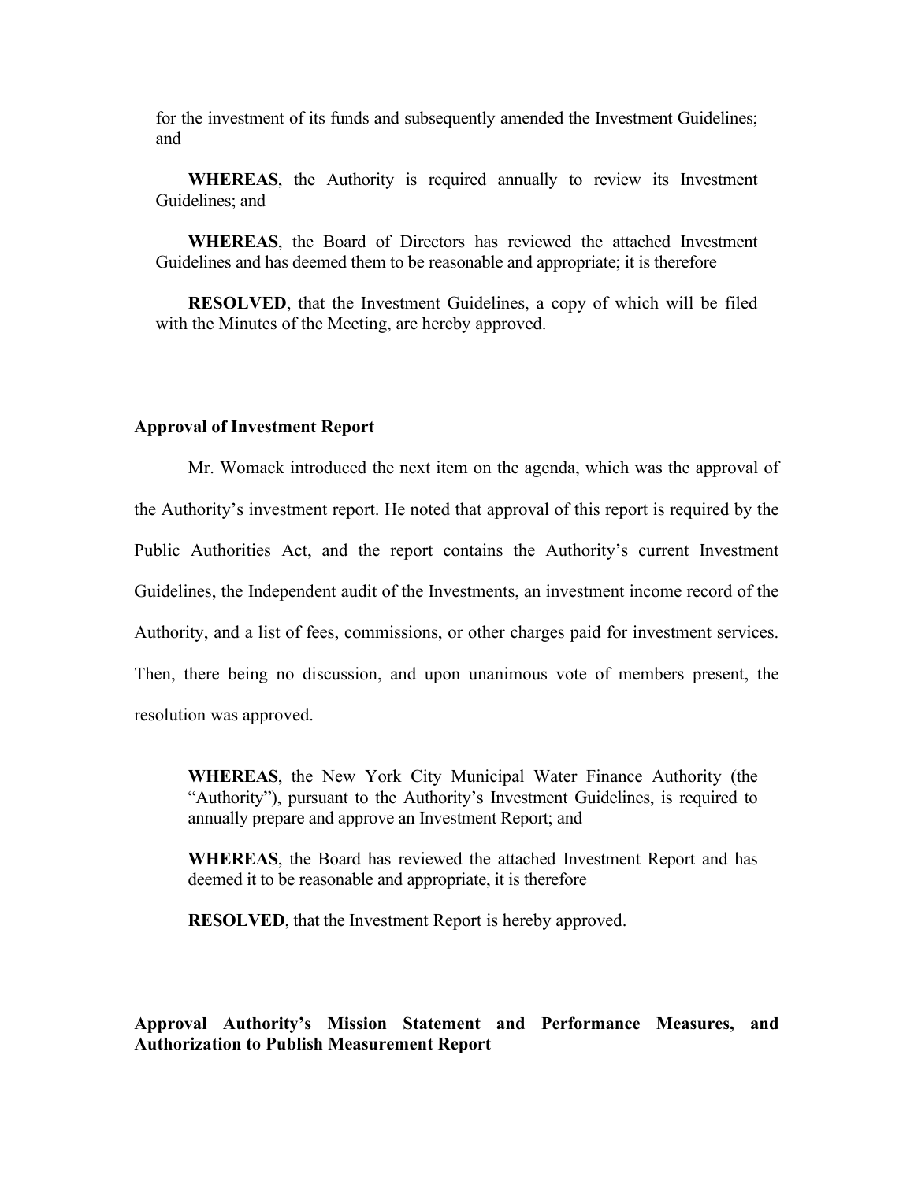for the investment of its funds and subsequently amended the Investment Guidelines; and

**WHEREAS**, the Authority is required annually to review its Investment Guidelines; and

**WHEREAS**, the Board of Directors has reviewed the attached Investment Guidelines and has deemed them to be reasonable and appropriate; it is therefore

**RESOLVED**, that the Investment Guidelines, a copy of which will be filed with the Minutes of the Meeting, are hereby approved.

**Approval of Investment Report**

Mr. Womack introduced the next item on the agenda, which was the approval of the Authority's investment report. He noted that approval of this report is required by the Public Authorities Act, and the report contains the Authority's current Investment Guidelines, the Independent audit of the Investments, an investment income record of the Authority, and a list of fees, commissions, or other charges paid for investment services. Then, there being no discussion, and upon unanimous vote of members present, the resolution was approved.

**WHEREAS**, the New York City Municipal Water Finance Authority (the "Authority"), pursuant to the Authority's Investment Guidelines, is required to annually prepare and approve an Investment Report; and

**WHEREAS**, the Board has reviewed the attached Investment Report and has deemed it to be reasonable and appropriate, it is therefore

**RESOLVED**, that the Investment Report is hereby approved.

**Approval Authority's Mission Statement and Performance Measures, and Authorization to Publish Measurement Report**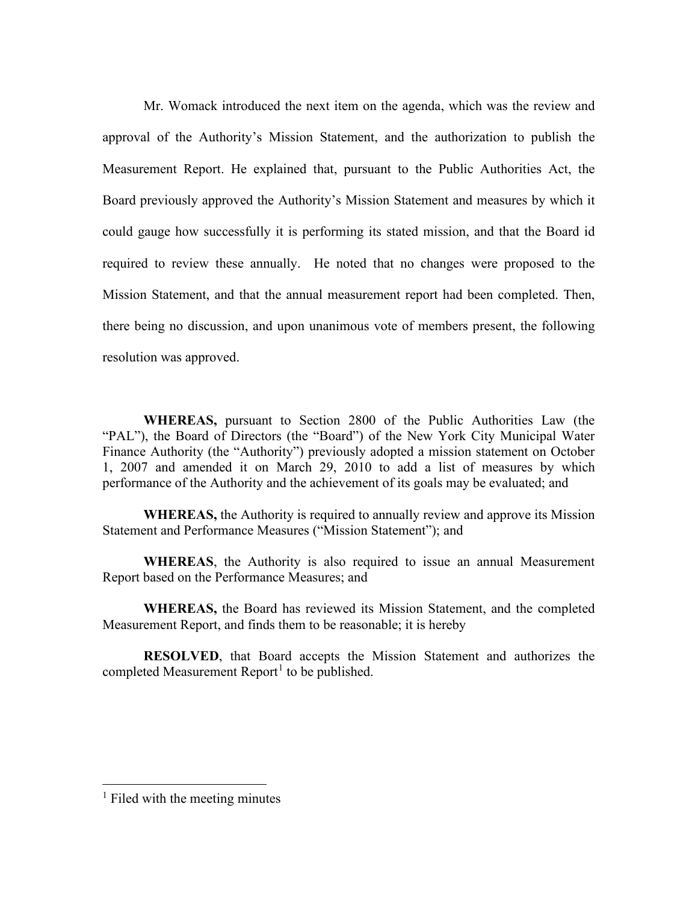Mr. Womack introduced the next item on the agenda, which was the review and approval of the Authority's Mission Statement, and the authorization to publish the Measurement Report. He explained that, pursuant to the Public Authorities Act, the Board previously approved the Authority's Mission Statement and measures by which it could gauge how successfully it is performing its stated mission, and that the Board id required to review these annually. He noted that no changes were proposed to the Mission Statement, and that the annual measurement report had been completed. Then, there being no discussion, and upon unanimous vote of members present, the following resolution was approved.

**WHEREAS,** pursuant to Section 2800 of the Public Authorities Law (the "PAL"), the Board of Directors (the "Board") of the New York City Municipal Water Finance Authority (the "Authority") previously adopted a mission statement on October 1, 2007 and amended it on March 29, 2010 to add a list of measures by which performance of the Authority and the achievement of its goals may be evaluated; and

**WHEREAS,** the Authority is required to annually review and approve its Mission Statement and Performance Measures ("Mission Statement"); and

**WHEREAS**, the Authority is also required to issue an annual Measurement Report based on the Performance Measures; and

**WHEREAS,** the Board has reviewed its Mission Statement, and the completed Measurement Report, and finds them to be reasonable; it is hereby

**RESOLVED**, that Board accepts the Mission Statement and authorizes the completed Measurement Report[1] to be published.

---

[1] Filed with the meeting minutes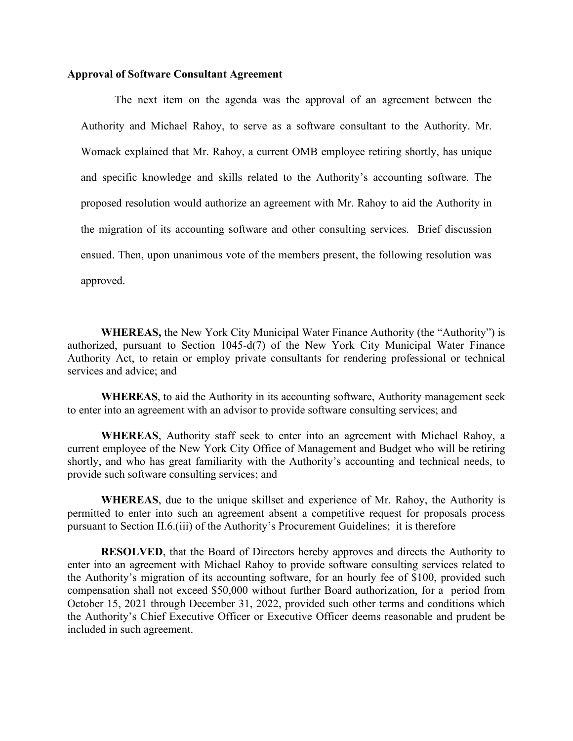**Approval of Software Consultant Agreement**

The next item on the agenda was the approval of an agreement between the Authority and Michael Rahoy, to serve as a software consultant to the Authority. Mr. Womack explained that Mr. Rahoy, a current OMB employee retiring shortly, has unique and specific knowledge and skills related to the Authority's accounting software. The proposed resolution would authorize an agreement with Mr. Rahoy to aid the Authority in the migration of its accounting software and other consulting services. Brief discussion ensued. Then, upon unanimous vote of the members present, the following resolution was approved.

**WHEREAS,** the New York City Municipal Water Finance Authority (the "Authority") is authorized, pursuant to Section 1045-d(7) of the New York City Municipal Water Finance Authority Act, to retain or employ private consultants for rendering professional or technical services and advice; and

**WHEREAS**, to aid the Authority in its accounting software, Authority management seek to enter into an agreement with an advisor to provide software consulting services; and

**WHEREAS**, Authority staff seek to enter into an agreement with Michael Rahoy, a current employee of the New York City Office of Management and Budget who will be retiring shortly, and who has great familiarity with the Authority's accounting and technical needs, to provide such software consulting services; and

**WHEREAS**, due to the unique skillset and experience of Mr. Rahoy, the Authority is permitted to enter into such an agreement absent a competitive request for proposals process pursuant to Section II.6.(iii) of the Authority's Procurement Guidelines; it is therefore

**RESOLVED**, that the Board of Directors hereby approves and directs the Authority to enter into an agreement with Michael Rahoy to provide software consulting services related to the Authority's migration of its accounting software, for an hourly fee of $100, provided such compensation shall not exceed $50,000 without further Board authorization, for a period from October 15, 2021 through December 31, 2022, provided such other terms and conditions which the Authority's Chief Executive Officer or Executive Officer deems reasonable and prudent be included in such agreement.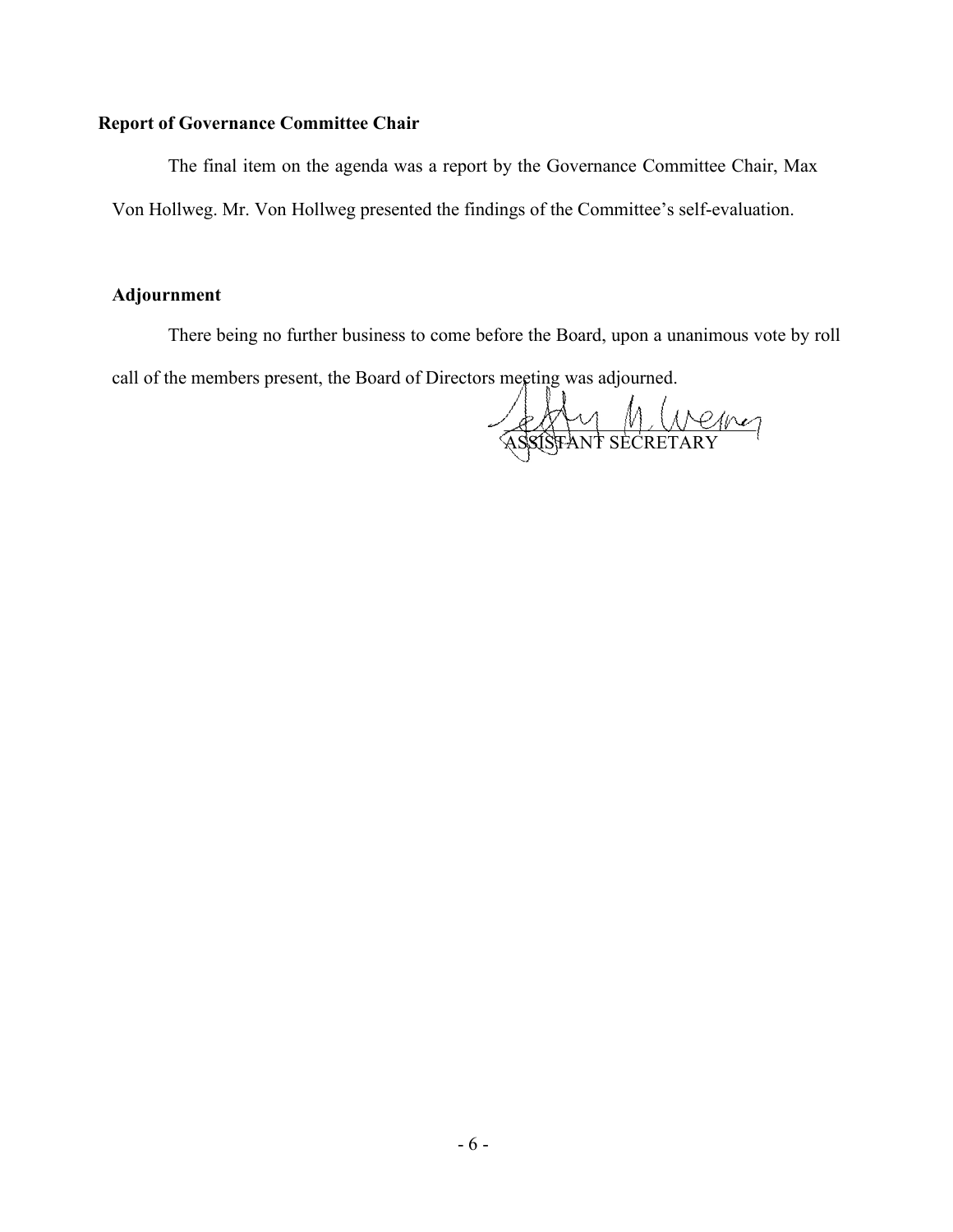**Report of Governance Committee Chair**

The final item on the agenda was a report by the Governance Committee Chair, Max Von Hollweg. Mr. Von Hollweg presented the findings of the Committee's self-evaluation.

**Adjournment**

There being no further business to come before the Board, upon a unanimous vote by roll call of the members present, the Board of Directors meeting was adjourned.

ASSISTANT SECRETARY